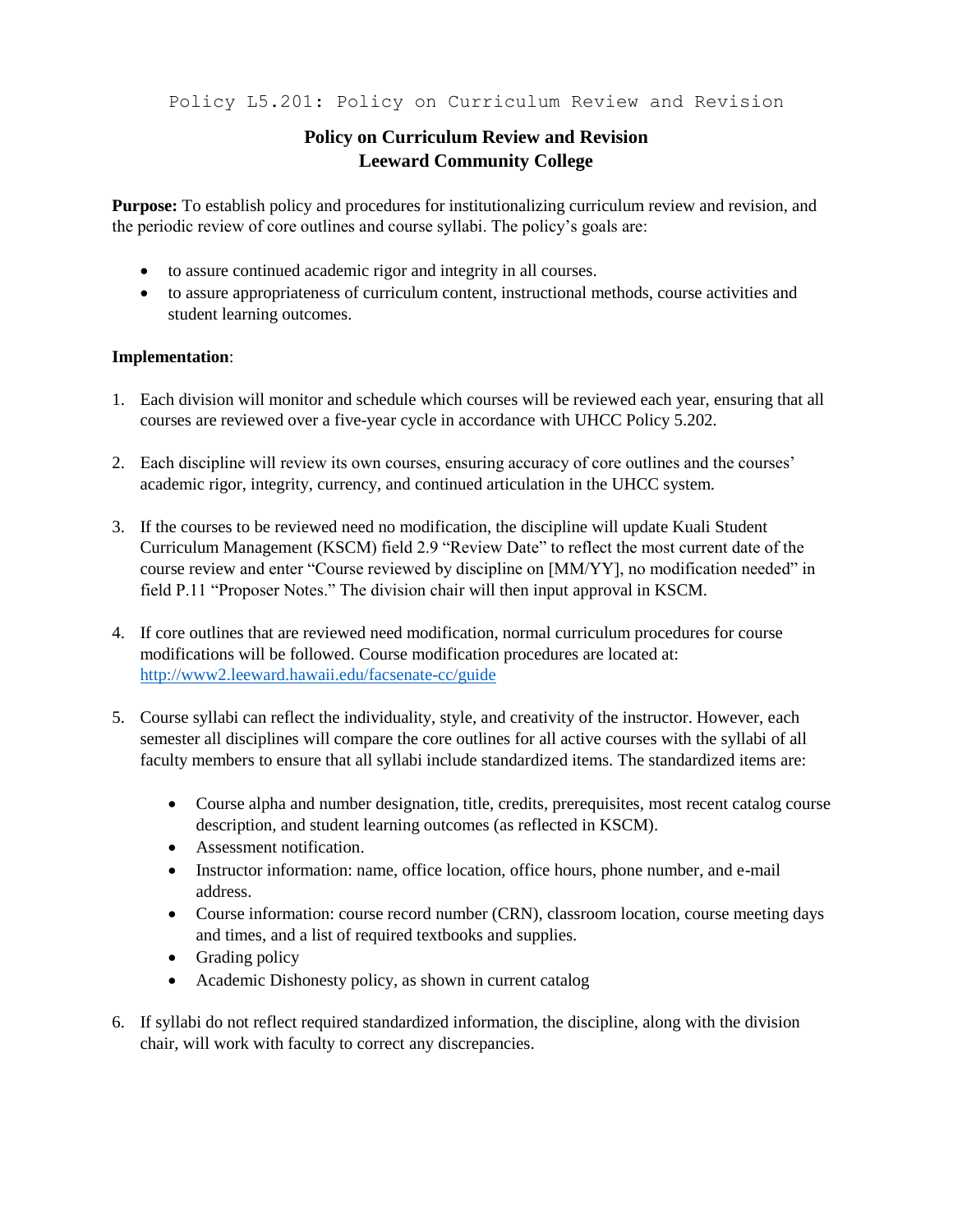Policy L5.201: Policy on Curriculum Review and Revision

# Policy on Curriculum Review and Revision
## Leeward Community College

**Purpose:** To establish policy and procedures for institutionalizing curriculum review and revision, and the periodic review of core outlines and course syllabi. The policy's goals are:

- to assure continued academic rigor and integrity in all courses.
- to assure appropriateness of curriculum content, instructional methods, course activities and student learning outcomes.

**Implementation**:

1. Each division will monitor and schedule which courses will be reviewed each year, ensuring that all courses are reviewed over a five-year cycle in accordance with UHCC Policy 5.202.

2. Each discipline will review its own courses, ensuring accuracy of core outlines and the courses' academic rigor, integrity, currency, and continued articulation in the UHCC system.

3. If the courses to be reviewed need no modification, the discipline will update Kuali Student Curriculum Management (KSCM) field 2.9 "Review Date" to reflect the most current date of the course review and enter "Course reviewed by discipline on [MM/YY], no modification needed" in field P.11 "Proposer Notes." The division chair will then input approval in KSCM.

4. If core outlines that are reviewed need modification, normal curriculum procedures for course modifications will be followed. Course modification procedures are located at: http://www2.leeward.hawaii.edu/facsenate-cc/guide

5. Course syllabi can reflect the individuality, style, and creativity of the instructor. However, each semester all disciplines will compare the core outlines for all active courses with the syllabi of all faculty members to ensure that all syllabi include standardized items. The standardized items are:

    - Course alpha and number designation, title, credits, prerequisites, most recent catalog course description, and student learning outcomes (as reflected in KSCM).
    - Assessment notification.
    - Instructor information: name, office location, office hours, phone number, and e-mail address.
    - Course information: course record number (CRN), classroom location, course meeting days and times, and a list of required textbooks and supplies.
    - Grading policy
    - Academic Dishonesty policy, as shown in current catalog

6. If syllabi do not reflect required standardized information, the discipline, along with the division chair, will work with faculty to correct any discrepancies.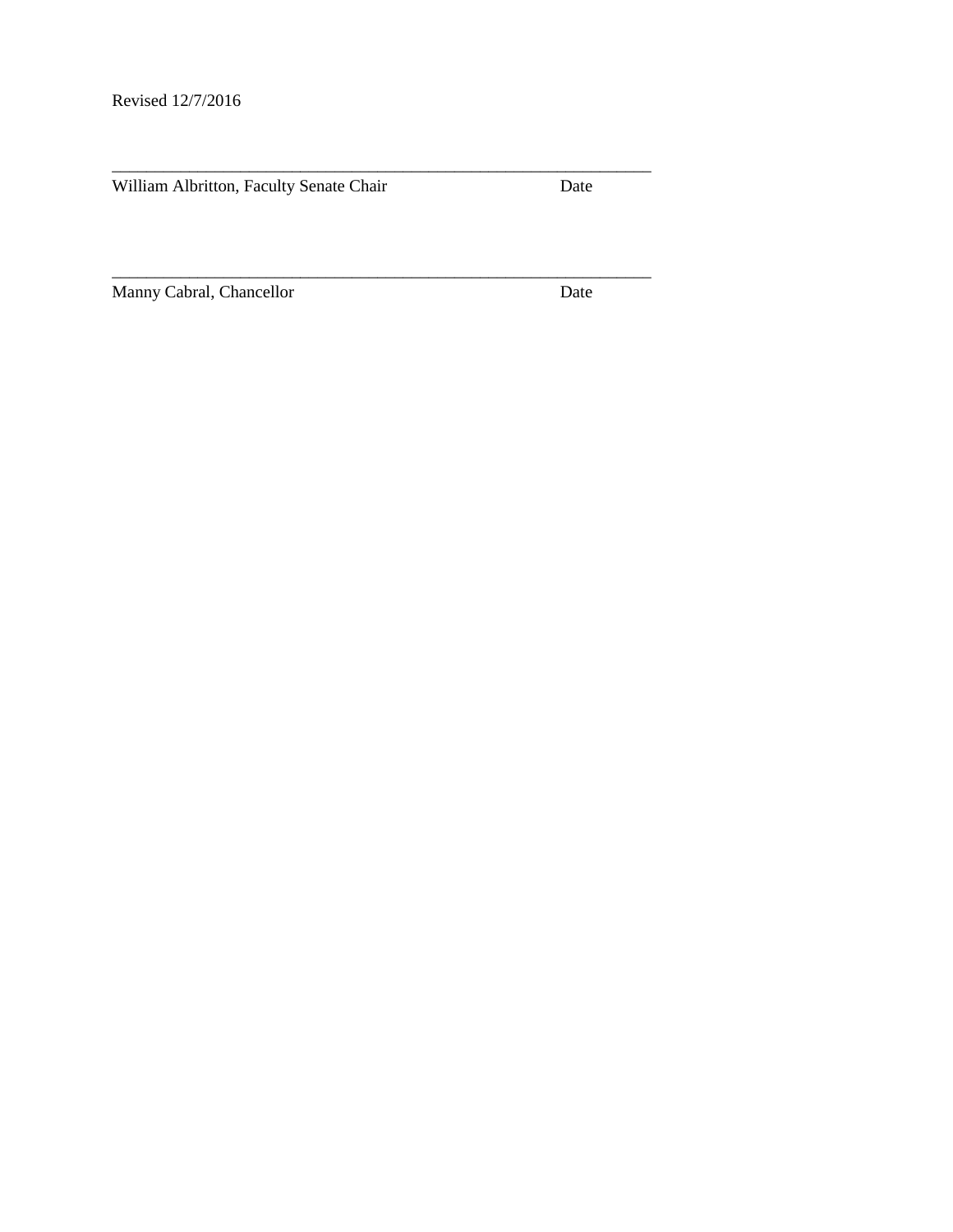Revised 12/7/2016

_________________________________________________________________

William Albritton, Faculty Senate Chair                                        Date

_________________________________________________________________

Manny Cabral, Chancellor                                                              Date